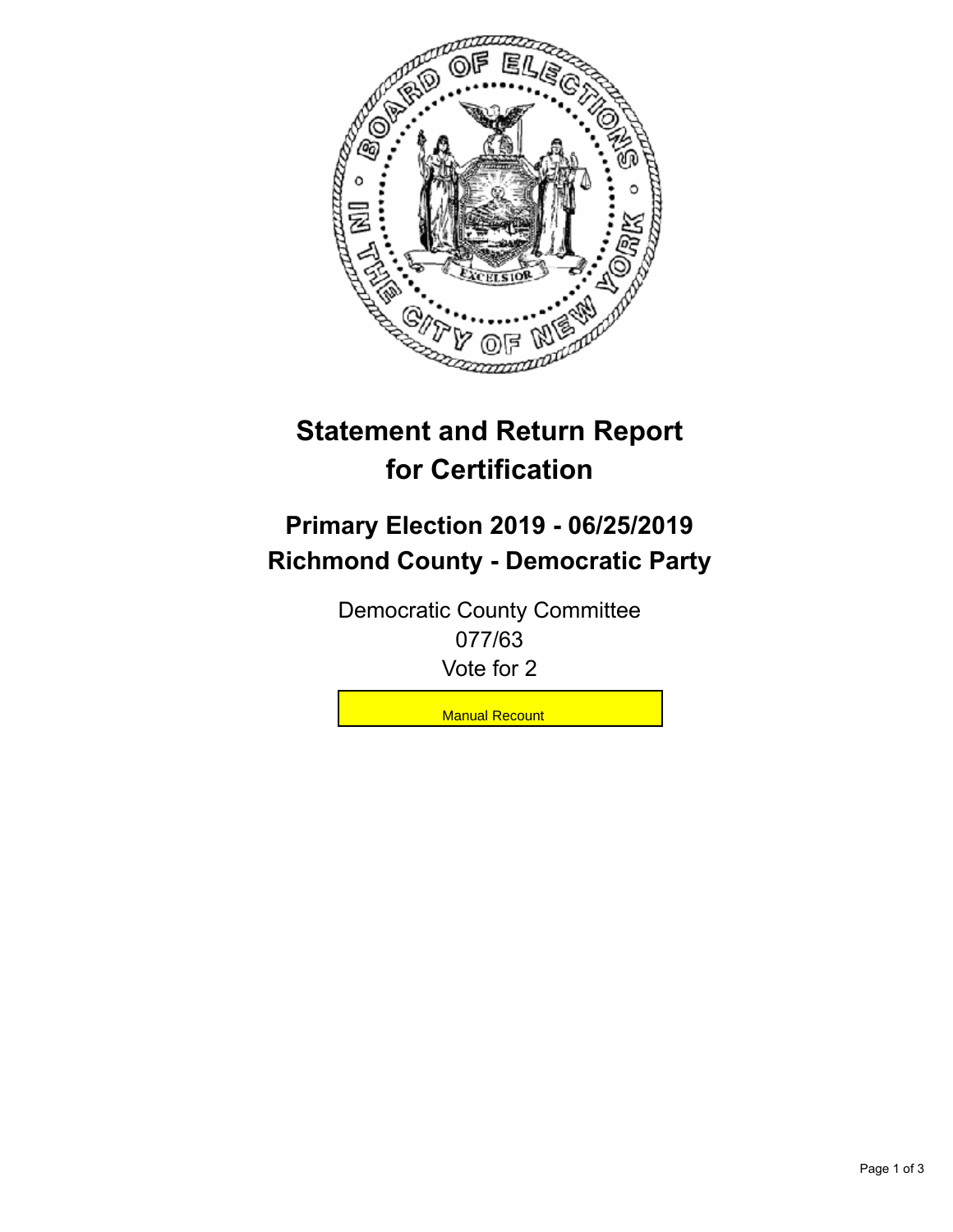# Statement and Return Report for Certification

## Primary Election 2019 - 06/25/2019
## Richmond County - Democratic Party

Democratic County Committee
077/63
Vote for 2

Manual Recount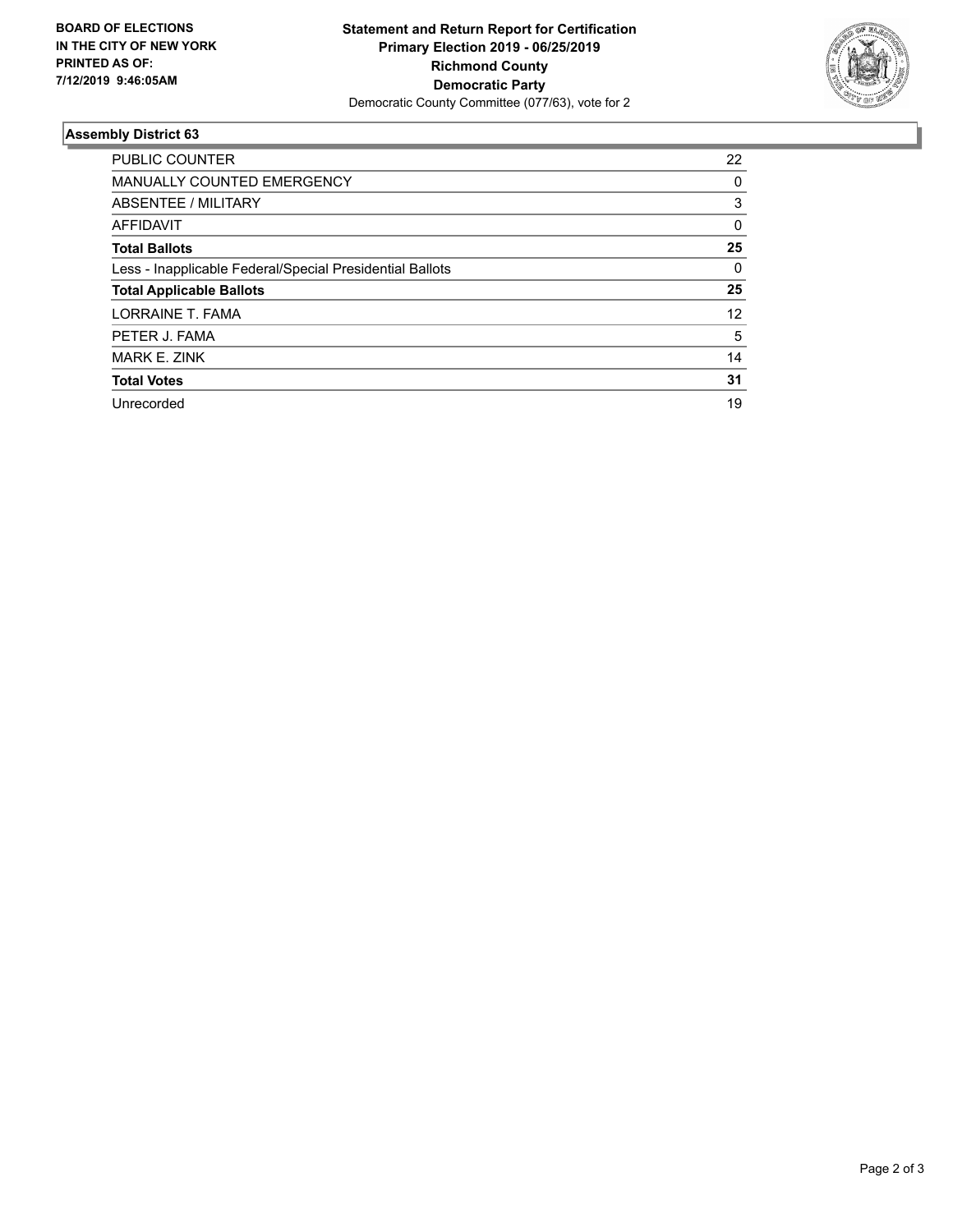**BOARD OF ELECTIONS IN THE CITY OF NEW YORK PRINTED AS OF: 7/12/2019 9:46:05AM**

**Statement and Return Report for Certification**
**Primary Election 2019 - 06/25/2019**
**Richmond County**
**Democratic Party**
Democratic County Committee (077/63), vote for 2

### Assembly District 63

| | |
|---|---|
| PUBLIC COUNTER | 22 |
| MANUALLY COUNTED EMERGENCY | 0 |
| ABSENTEE / MILITARY | 3 |
| AFFIDAVIT | 0 |
| **Total Ballots** | **25** |
| Less - Inapplicable Federal/Special Presidential Ballots | 0 |
| **Total Applicable Ballots** | **25** |
| LORRAINE T. FAMA | 12 |
| PETER J. FAMA | 5 |
| MARK E. ZINK | 14 |
| **Total Votes** | **31** |
| Unrecorded | 19 |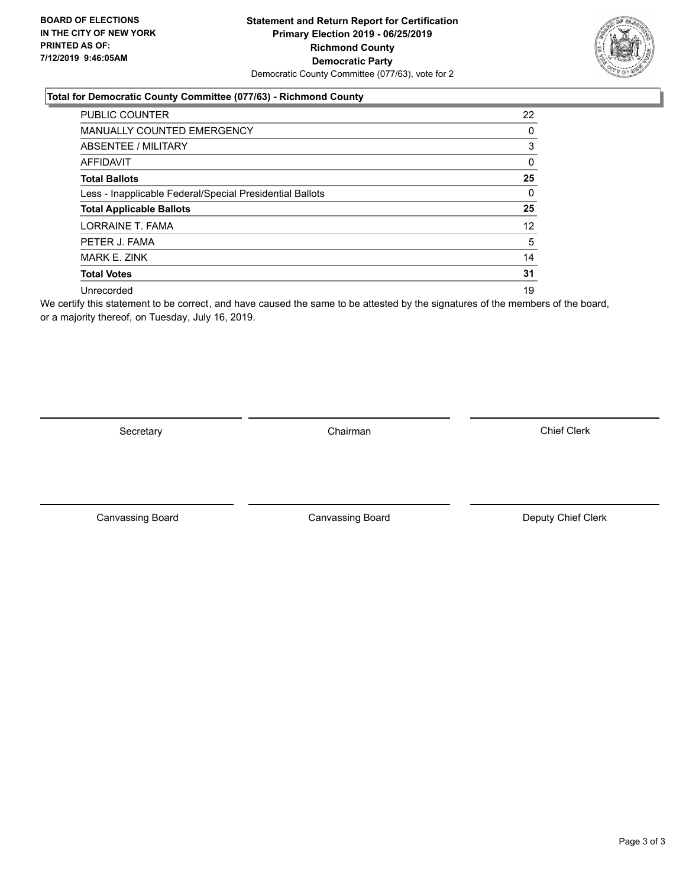**BOARD OF ELECTIONS IN THE CITY OF NEW YORK PRINTED AS OF: 7/12/2019 9:46:05AM**

**Statement and Return Report for Certification**
**Primary Election 2019 - 06/25/2019**
**Richmond County**
**Democratic Party**
Democratic County Committee (077/63), vote for 2

### Total for Democratic County Committee (077/63) - Richmond County

| | |
|---|---|
| PUBLIC COUNTER | 22 |
| MANUALLY COUNTED EMERGENCY | 0 |
| ABSENTEE / MILITARY | 3 |
| AFFIDAVIT | 0 |
| **Total Ballots** | **25** |
| Less - Inapplicable Federal/Special Presidential Ballots | 0 |
| **Total Applicable Ballots** | **25** |
| LORRAINE T. FAMA | 12 |
| PETER J. FAMA | 5 |
| MARK E. ZINK | 14 |
| **Total Votes** | **31** |
| Unrecorded | 19 |

We certify this statement to be correct, and have caused the same to be attested by the signatures of the members of the board, or a majority thereof, on Tuesday, July 16, 2019.

Secretary

Chairman

Chief Clerk

Canvassing Board

Canvassing Board

Deputy Chief Clerk